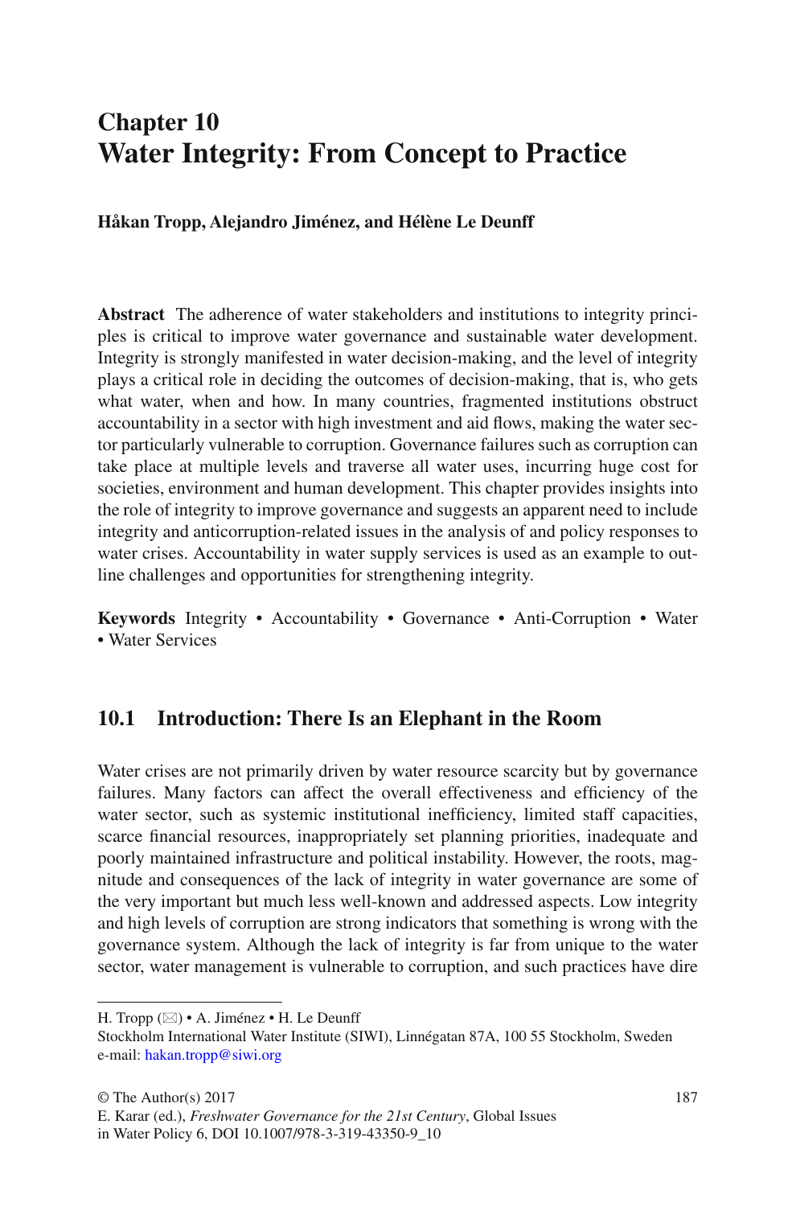# Chapter 10
# Water Integrity: From Concept to Practice

**Håkan Tropp, Alejandro Jiménez, and Hélène Le Deunff**

**Abstract** The adherence of water stakeholders and institutions to integrity principles is critical to improve water governance and sustainable water development. Integrity is strongly manifested in water decision-making, and the level of integrity plays a critical role in deciding the outcomes of decision-making, that is, who gets what water, when and how. In many countries, fragmented institutions obstruct accountability in a sector with high investment and aid flows, making the water sector particularly vulnerable to corruption. Governance failures such as corruption can take place at multiple levels and traverse all water uses, incurring huge cost for societies, environment and human development. This chapter provides insights into the role of integrity to improve governance and suggests an apparent need to include integrity and anticorruption-related issues in the analysis of and policy responses to water crises. Accountability in water supply services is used as an example to outline challenges and opportunities for strengthening integrity.

**Keywords** Integrity • Accountability • Governance • Anti-Corruption • Water • Water Services

## 10.1 Introduction: There Is an Elephant in the Room

Water crises are not primarily driven by water resource scarcity but by governance failures. Many factors can affect the overall effectiveness and efficiency of the water sector, such as systemic institutional inefficiency, limited staff capacities, scarce financial resources, inappropriately set planning priorities, inadequate and poorly maintained infrastructure and political instability. However, the roots, magnitude and consequences of the lack of integrity in water governance are some of the very important but much less well-known and addressed aspects. Low integrity and high levels of corruption are strong indicators that something is wrong with the governance system. Although the lack of integrity is far from unique to the water sector, water management is vulnerable to corruption, and such practices have dire

H. Tropp (✉) • A. Jiménez • H. Le Deunff
Stockholm International Water Institute (SIWI), Linnégatan 87A, 100 55 Stockholm, Sweden
e-mail: hakan.tropp@siwi.org

© The Author(s) 2017
E. Karar (ed.), *Freshwater Governance for the 21st Century*, Global Issues in Water Policy 6, DOI 10.1007/978-3-319-43350-9_10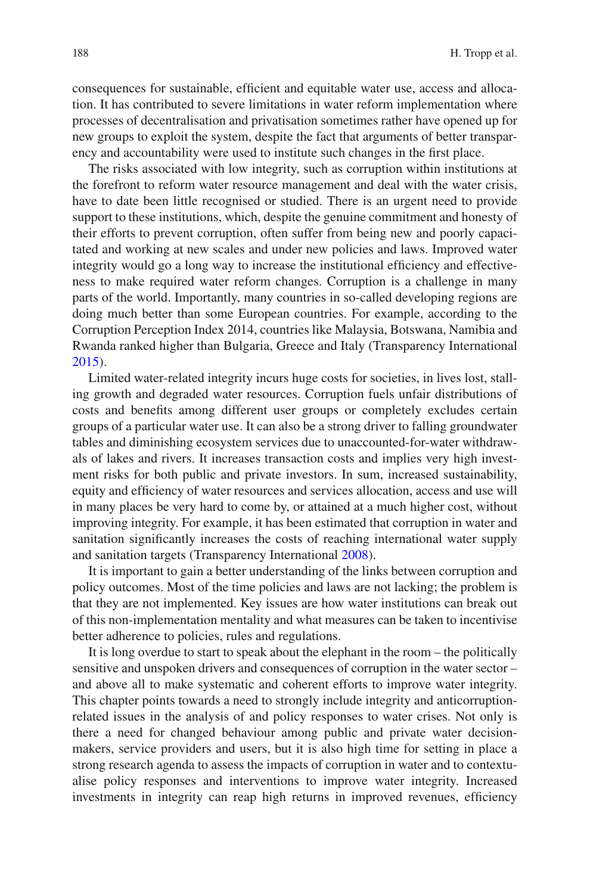consequences for sustainable, efficient and equitable water use, access and allocation. It has contributed to severe limitations in water reform implementation where processes of decentralisation and privatisation sometimes rather have opened up for new groups to exploit the system, despite the fact that arguments of better transparency and accountability were used to institute such changes in the first place.

The risks associated with low integrity, such as corruption within institutions at the forefront to reform water resource management and deal with the water crisis, have to date been little recognised or studied. There is an urgent need to provide support to these institutions, which, despite the genuine commitment and honesty of their efforts to prevent corruption, often suffer from being new and poorly capacitated and working at new scales and under new policies and laws. Improved water integrity would go a long way to increase the institutional efficiency and effectiveness to make required water reform changes. Corruption is a challenge in many parts of the world. Importantly, many countries in so-called developing regions are doing much better than some European countries. For example, according to the Corruption Perception Index 2014, countries like Malaysia, Botswana, Namibia and Rwanda ranked higher than Bulgaria, Greece and Italy (Transparency International 2015).

Limited water-related integrity incurs huge costs for societies, in lives lost, stalling growth and degraded water resources. Corruption fuels unfair distributions of costs and benefits among different user groups or completely excludes certain groups of a particular water use. It can also be a strong driver to falling groundwater tables and diminishing ecosystem services due to unaccounted-for-water withdrawals of lakes and rivers. It increases transaction costs and implies very high investment risks for both public and private investors. In sum, increased sustainability, equity and efficiency of water resources and services allocation, access and use will in many places be very hard to come by, or attained at a much higher cost, without improving integrity. For example, it has been estimated that corruption in water and sanitation significantly increases the costs of reaching international water supply and sanitation targets (Transparency International 2008).

It is important to gain a better understanding of the links between corruption and policy outcomes. Most of the time policies and laws are not lacking; the problem is that they are not implemented. Key issues are how water institutions can break out of this non-implementation mentality and what measures can be taken to incentivise better adherence to policies, rules and regulations.

It is long overdue to start to speak about the elephant in the room – the politically sensitive and unspoken drivers and consequences of corruption in the water sector – and above all to make systematic and coherent efforts to improve water integrity. This chapter points towards a need to strongly include integrity and anticorruption-related issues in the analysis of and policy responses to water crises. Not only is there a need for changed behaviour among public and private water decision-makers, service providers and users, but it is also high time for setting in place a strong research agenda to assess the impacts of corruption in water and to contextualise policy responses and interventions to improve water integrity. Increased investments in integrity can reap high returns in improved revenues, efficiency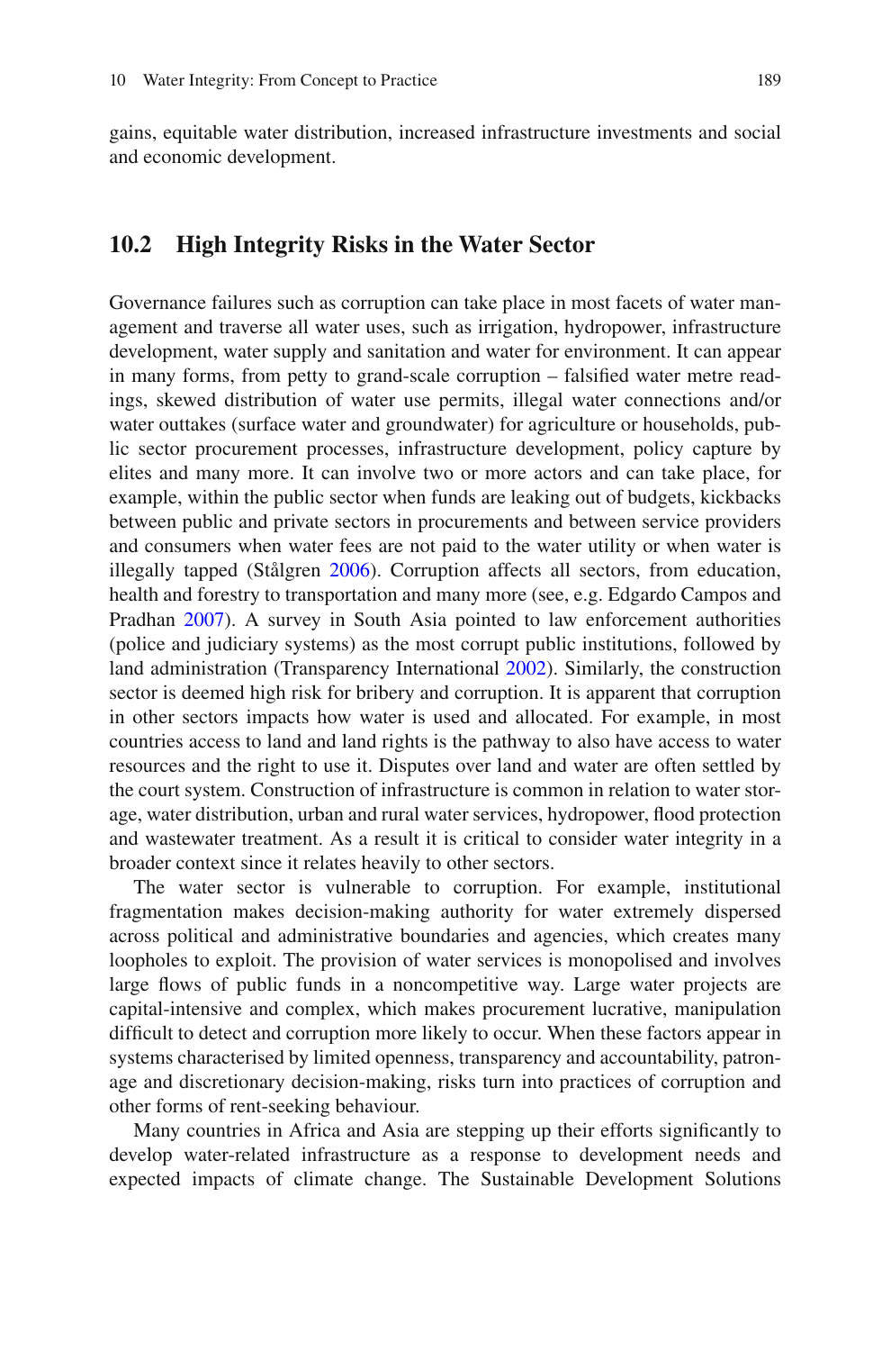gains, equitable water distribution, increased infrastructure investments and social and economic development.

## 10.2 High Integrity Risks in the Water Sector

Governance failures such as corruption can take place in most facets of water management and traverse all water uses, such as irrigation, hydropower, infrastructure development, water supply and sanitation and water for environment. It can appear in many forms, from petty to grand-scale corruption – falsified water metre readings, skewed distribution of water use permits, illegal water connections and/or water outtakes (surface water and groundwater) for agriculture or households, public sector procurement processes, infrastructure development, policy capture by elites and many more. It can involve two or more actors and can take place, for example, within the public sector when funds are leaking out of budgets, kickbacks between public and private sectors in procurements and between service providers and consumers when water fees are not paid to the water utility or when water is illegally tapped (Stålgren 2006). Corruption affects all sectors, from education, health and forestry to transportation and many more (see, e.g. Edgardo Campos and Pradhan 2007). A survey in South Asia pointed to law enforcement authorities (police and judiciary systems) as the most corrupt public institutions, followed by land administration (Transparency International 2002). Similarly, the construction sector is deemed high risk for bribery and corruption. It is apparent that corruption in other sectors impacts how water is used and allocated. For example, in most countries access to land and land rights is the pathway to also have access to water resources and the right to use it. Disputes over land and water are often settled by the court system. Construction of infrastructure is common in relation to water storage, water distribution, urban and rural water services, hydropower, flood protection and wastewater treatment. As a result it is critical to consider water integrity in a broader context since it relates heavily to other sectors.

The water sector is vulnerable to corruption. For example, institutional fragmentation makes decision-making authority for water extremely dispersed across political and administrative boundaries and agencies, which creates many loopholes to exploit. The provision of water services is monopolised and involves large flows of public funds in a noncompetitive way. Large water projects are capital-intensive and complex, which makes procurement lucrative, manipulation difficult to detect and corruption more likely to occur. When these factors appear in systems characterised by limited openness, transparency and accountability, patronage and discretionary decision-making, risks turn into practices of corruption and other forms of rent-seeking behaviour.

Many countries in Africa and Asia are stepping up their efforts significantly to develop water-related infrastructure as a response to development needs and expected impacts of climate change. The Sustainable Development Solutions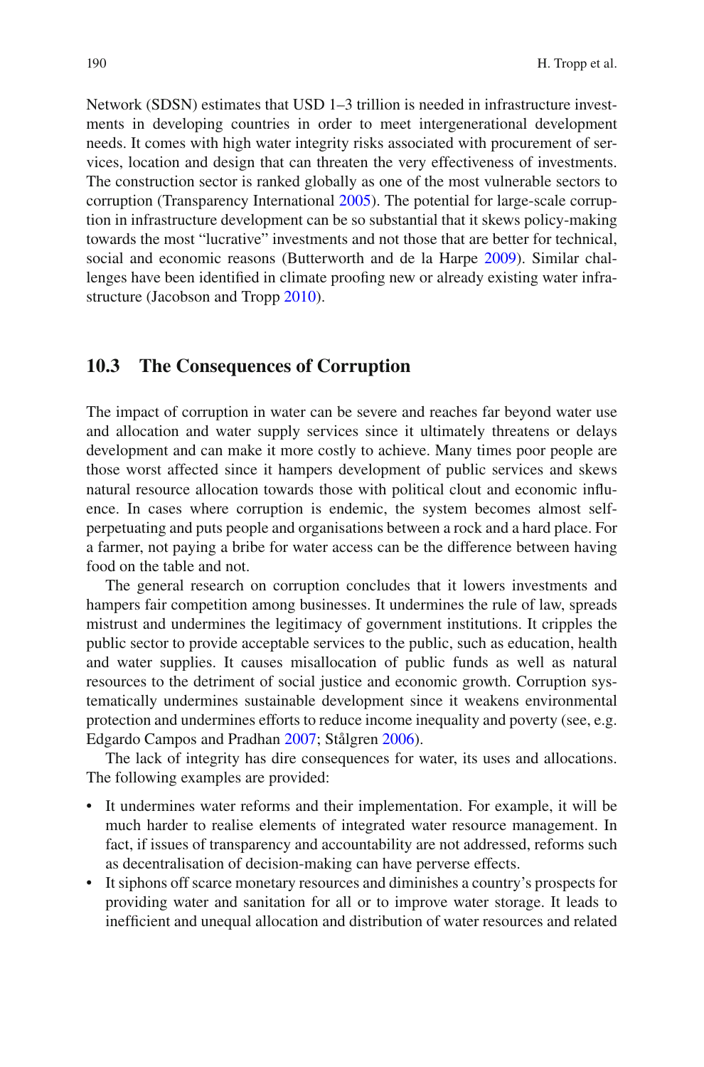Network (SDSN) estimates that USD 1–3 trillion is needed in infrastructure investments in developing countries in order to meet intergenerational development needs. It comes with high water integrity risks associated with procurement of services, location and design that can threaten the very effectiveness of investments. The construction sector is ranked globally as one of the most vulnerable sectors to corruption (Transparency International 2005). The potential for large-scale corruption in infrastructure development can be so substantial that it skews policy-making towards the most "lucrative" investments and not those that are better for technical, social and economic reasons (Butterworth and de la Harpe 2009). Similar challenges have been identified in climate proofing new or already existing water infrastructure (Jacobson and Tropp 2010).

## 10.3 The Consequences of Corruption

The impact of corruption in water can be severe and reaches far beyond water use and allocation and water supply services since it ultimately threatens or delays development and can make it more costly to achieve. Many times poor people are those worst affected since it hampers development of public services and skews natural resource allocation towards those with political clout and economic influence. In cases where corruption is endemic, the system becomes almost self-perpetuating and puts people and organisations between a rock and a hard place. For a farmer, not paying a bribe for water access can be the difference between having food on the table and not.

The general research on corruption concludes that it lowers investments and hampers fair competition among businesses. It undermines the rule of law, spreads mistrust and undermines the legitimacy of government institutions. It cripples the public sector to provide acceptable services to the public, such as education, health and water supplies. It causes misallocation of public funds as well as natural resources to the detriment of social justice and economic growth. Corruption systematically undermines sustainable development since it weakens environmental protection and undermines efforts to reduce income inequality and poverty (see, e.g. Edgardo Campos and Pradhan 2007; Stålgren 2006).

The lack of integrity has dire consequences for water, its uses and allocations. The following examples are provided:

- It undermines water reforms and their implementation. For example, it will be much harder to realise elements of integrated water resource management. In fact, if issues of transparency and accountability are not addressed, reforms such as decentralisation of decision-making can have perverse effects.
- It siphons off scarce monetary resources and diminishes a country's prospects for providing water and sanitation for all or to improve water storage. It leads to inefficient and unequal allocation and distribution of water resources and related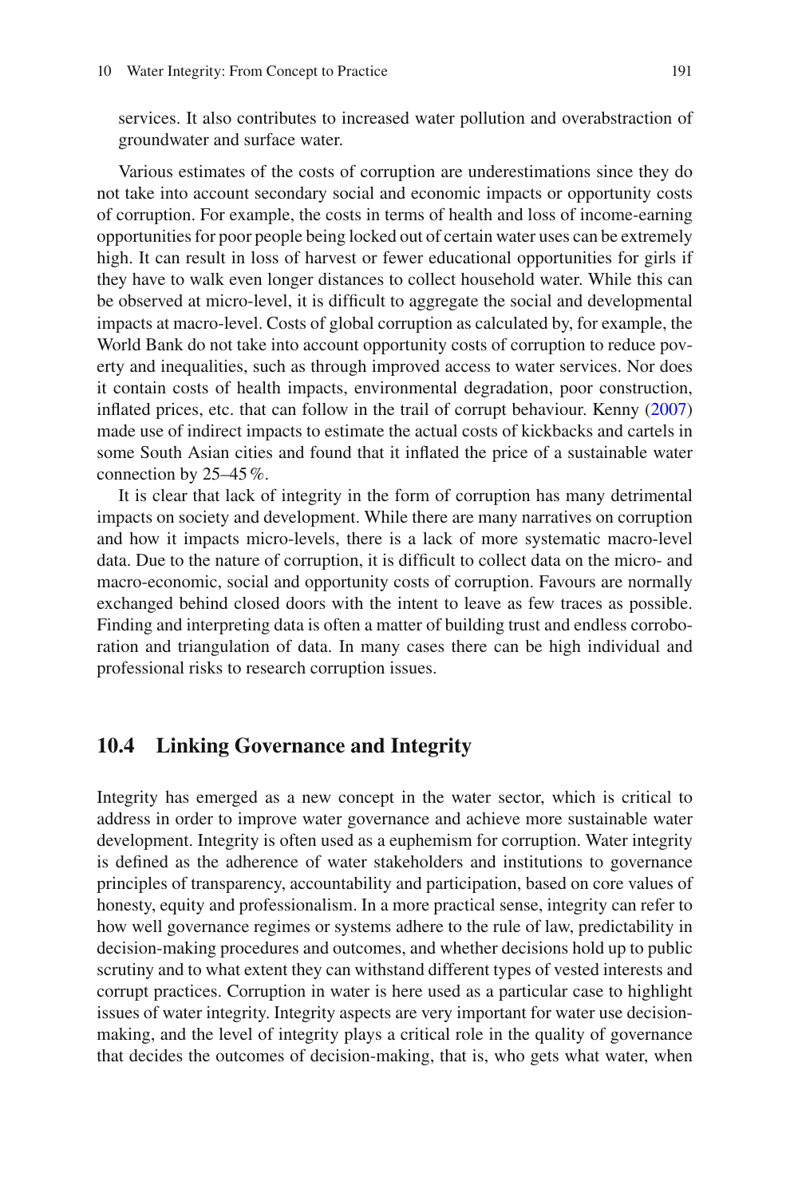services. It also contributes to increased water pollution and overabstraction of groundwater and surface water.

Various estimates of the costs of corruption are underestimations since they do not take into account secondary social and economic impacts or opportunity costs of corruption. For example, the costs in terms of health and loss of income-earning opportunities for poor people being locked out of certain water uses can be extremely high. It can result in loss of harvest or fewer educational opportunities for girls if they have to walk even longer distances to collect household water. While this can be observed at micro-level, it is difficult to aggregate the social and developmental impacts at macro-level. Costs of global corruption as calculated by, for example, the World Bank do not take into account opportunity costs of corruption to reduce poverty and inequalities, such as through improved access to water services. Nor does it contain costs of health impacts, environmental degradation, poor construction, inflated prices, etc. that can follow in the trail of corrupt behaviour. Kenny (2007) made use of indirect impacts to estimate the actual costs of kickbacks and cartels in some South Asian cities and found that it inflated the price of a sustainable water connection by 25–45 %.

It is clear that lack of integrity in the form of corruption has many detrimental impacts on society and development. While there are many narratives on corruption and how it impacts micro-levels, there is a lack of more systematic macro-level data. Due to the nature of corruption, it is difficult to collect data on the micro- and macro-economic, social and opportunity costs of corruption. Favours are normally exchanged behind closed doors with the intent to leave as few traces as possible. Finding and interpreting data is often a matter of building trust and endless corroboration and triangulation of data. In many cases there can be high individual and professional risks to research corruption issues.

## 10.4 Linking Governance and Integrity

Integrity has emerged as a new concept in the water sector, which is critical to address in order to improve water governance and achieve more sustainable water development. Integrity is often used as a euphemism for corruption. Water integrity is defined as the adherence of water stakeholders and institutions to governance principles of transparency, accountability and participation, based on core values of honesty, equity and professionalism. In a more practical sense, integrity can refer to how well governance regimes or systems adhere to the rule of law, predictability in decision-making procedures and outcomes, and whether decisions hold up to public scrutiny and to what extent they can withstand different types of vested interests and corrupt practices. Corruption in water is here used as a particular case to highlight issues of water integrity. Integrity aspects are very important for water use decision-making, and the level of integrity plays a critical role in the quality of governance that decides the outcomes of decision-making, that is, who gets what water, when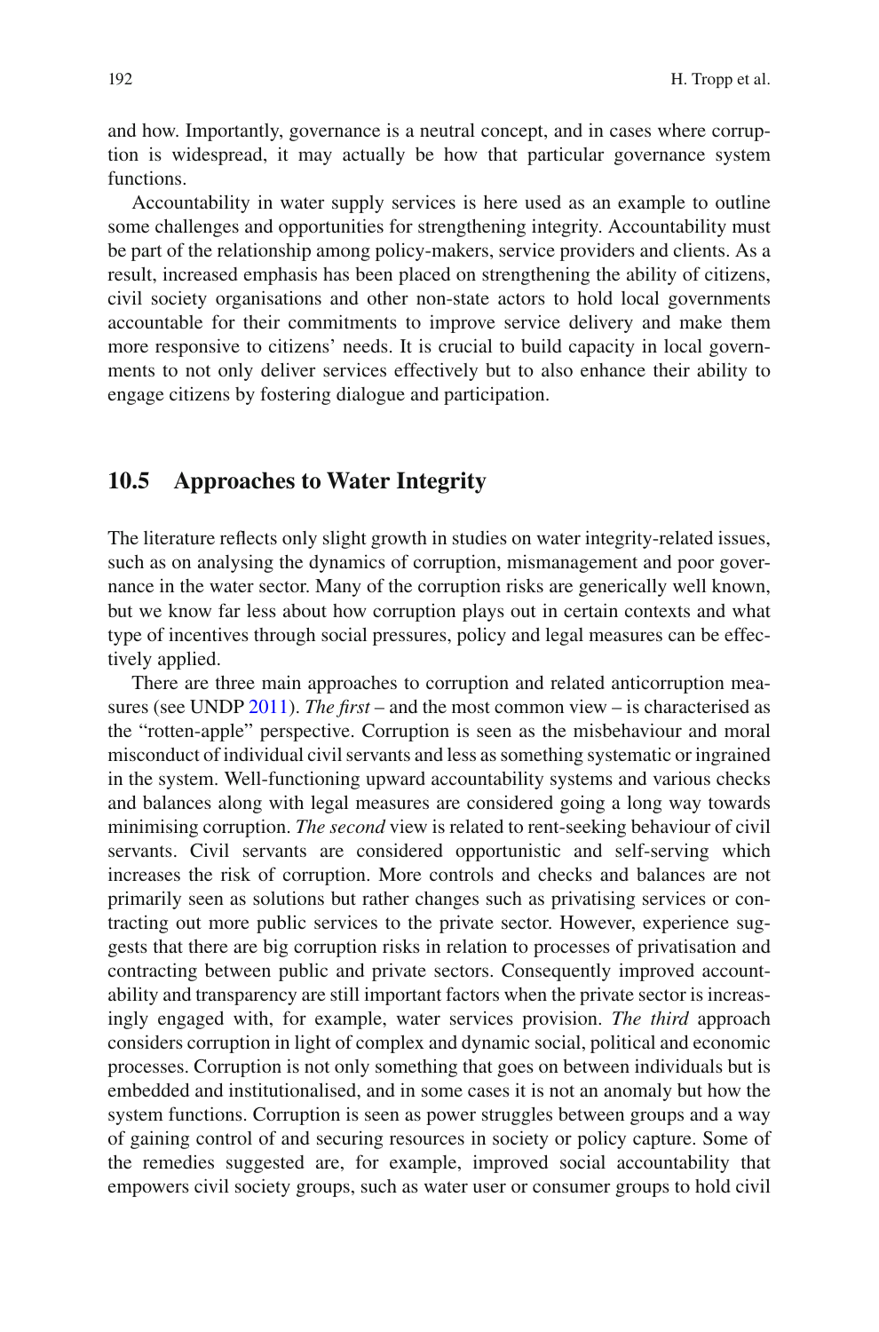and how. Importantly, governance is a neutral concept, and in cases where corruption is widespread, it may actually be how that particular governance system functions.

Accountability in water supply services is here used as an example to outline some challenges and opportunities for strengthening integrity. Accountability must be part of the relationship among policy-makers, service providers and clients. As a result, increased emphasis has been placed on strengthening the ability of citizens, civil society organisations and other non-state actors to hold local governments accountable for their commitments to improve service delivery and make them more responsive to citizens' needs. It is crucial to build capacity in local governments to not only deliver services effectively but to also enhance their ability to engage citizens by fostering dialogue and participation.

## 10.5 Approaches to Water Integrity

The literature reflects only slight growth in studies on water integrity-related issues, such as on analysing the dynamics of corruption, mismanagement and poor governance in the water sector. Many of the corruption risks are generically well known, but we know far less about how corruption plays out in certain contexts and what type of incentives through social pressures, policy and legal measures can be effectively applied.

There are three main approaches to corruption and related anticorruption measures (see UNDP 2011). *The first* – and the most common view – is characterised as the "rotten-apple" perspective. Corruption is seen as the misbehaviour and moral misconduct of individual civil servants and less as something systematic or ingrained in the system. Well-functioning upward accountability systems and various checks and balances along with legal measures are considered going a long way towards minimising corruption. *The second* view is related to rent-seeking behaviour of civil servants. Civil servants are considered opportunistic and self-serving which increases the risk of corruption. More controls and checks and balances are not primarily seen as solutions but rather changes such as privatising services or contracting out more public services to the private sector. However, experience suggests that there are big corruption risks in relation to processes of privatisation and contracting between public and private sectors. Consequently improved accountability and transparency are still important factors when the private sector is increasingly engaged with, for example, water services provision. *The third* approach considers corruption in light of complex and dynamic social, political and economic processes. Corruption is not only something that goes on between individuals but is embedded and institutionalised, and in some cases it is not an anomaly but how the system functions. Corruption is seen as power struggles between groups and a way of gaining control of and securing resources in society or policy capture. Some of the remedies suggested are, for example, improved social accountability that empowers civil society groups, such as water user or consumer groups to hold civil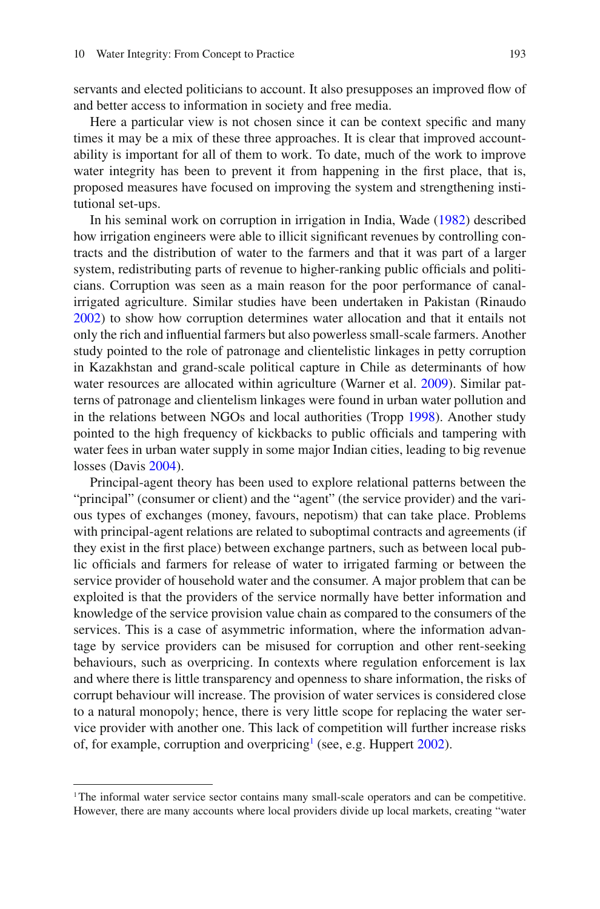servants and elected politicians to account. It also presupposes an improved flow of and better access to information in society and free media.

Here a particular view is not chosen since it can be context specific and many times it may be a mix of these three approaches. It is clear that improved accountability is important for all of them to work. To date, much of the work to improve water integrity has been to prevent it from happening in the first place, that is, proposed measures have focused on improving the system and strengthening institutional set-ups.

In his seminal work on corruption in irrigation in India, Wade (1982) described how irrigation engineers were able to illicit significant revenues by controlling contracts and the distribution of water to the farmers and that it was part of a larger system, redistributing parts of revenue to higher-ranking public officials and politicians. Corruption was seen as a main reason for the poor performance of canal-irrigated agriculture. Similar studies have been undertaken in Pakistan (Rinaudo 2002) to show how corruption determines water allocation and that it entails not only the rich and influential farmers but also powerless small-scale farmers. Another study pointed to the role of patronage and clientelistic linkages in petty corruption in Kazakhstan and grand-scale political capture in Chile as determinants of how water resources are allocated within agriculture (Warner et al. 2009). Similar patterns of patronage and clientelism linkages were found in urban water pollution and in the relations between NGOs and local authorities (Tropp 1998). Another study pointed to the high frequency of kickbacks to public officials and tampering with water fees in urban water supply in some major Indian cities, leading to big revenue losses (Davis 2004).

Principal-agent theory has been used to explore relational patterns between the "principal" (consumer or client) and the "agent" (the service provider) and the various types of exchanges (money, favours, nepotism) that can take place. Problems with principal-agent relations are related to suboptimal contracts and agreements (if they exist in the first place) between exchange partners, such as between local public officials and farmers for release of water to irrigated farming or between the service provider of household water and the consumer. A major problem that can be exploited is that the providers of the service normally have better information and knowledge of the service provision value chain as compared to the consumers of the services. This is a case of asymmetric information, where the information advantage by service providers can be misused for corruption and other rent-seeking behaviours, such as overpricing. In contexts where regulation enforcement is lax and where there is little transparency and openness to share information, the risks of corrupt behaviour will increase. The provision of water services is considered close to a natural monopoly; hence, there is very little scope for replacing the water service provider with another one. This lack of competition will further increase risks of, for example, corruption and overpricing[1] (see, e.g. Huppert 2002).

[1] The informal water service sector contains many small-scale operators and can be competitive. However, there are many accounts where local providers divide up local markets, creating "water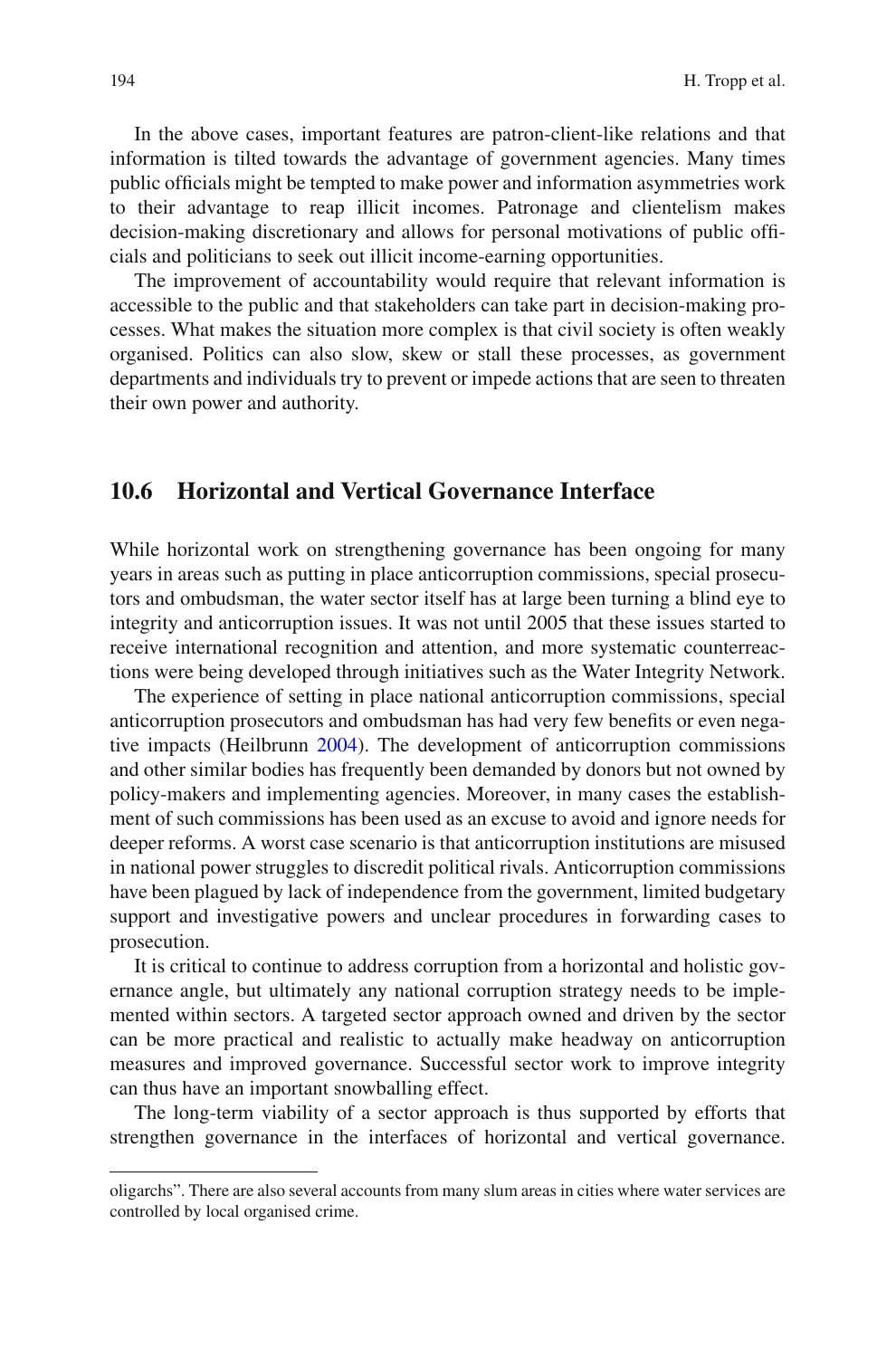In the above cases, important features are patron-client-like relations and that information is tilted towards the advantage of government agencies. Many times public officials might be tempted to make power and information asymmetries work to their advantage to reap illicit incomes. Patronage and clientelism makes decision-making discretionary and allows for personal motivations of public officials and politicians to seek out illicit income-earning opportunities.

The improvement of accountability would require that relevant information is accessible to the public and that stakeholders can take part in decision-making processes. What makes the situation more complex is that civil society is often weakly organised. Politics can also slow, skew or stall these processes, as government departments and individuals try to prevent or impede actions that are seen to threaten their own power and authority.

## 10.6 Horizontal and Vertical Governance Interface

While horizontal work on strengthening governance has been ongoing for many years in areas such as putting in place anticorruption commissions, special prosecutors and ombudsman, the water sector itself has at large been turning a blind eye to integrity and anticorruption issues. It was not until 2005 that these issues started to receive international recognition and attention, and more systematic counterreactions were being developed through initiatives such as the Water Integrity Network.

The experience of setting in place national anticorruption commissions, special anticorruption prosecutors and ombudsman has had very few benefits or even negative impacts (Heilbrunn 2004). The development of anticorruption commissions and other similar bodies has frequently been demanded by donors but not owned by policy-makers and implementing agencies. Moreover, in many cases the establishment of such commissions has been used as an excuse to avoid and ignore needs for deeper reforms. A worst case scenario is that anticorruption institutions are misused in national power struggles to discredit political rivals. Anticorruption commissions have been plagued by lack of independence from the government, limited budgetary support and investigative powers and unclear procedures in forwarding cases to prosecution.

It is critical to continue to address corruption from a horizontal and holistic governance angle, but ultimately any national corruption strategy needs to be implemented within sectors. A targeted sector approach owned and driven by the sector can be more practical and realistic to actually make headway on anticorruption measures and improved governance. Successful sector work to improve integrity can thus have an important snowballing effect.

The long-term viability of a sector approach is thus supported by efforts that strengthen governance in the interfaces of horizontal and vertical governance.

---

oligarchs". There are also several accounts from many slum areas in cities where water services are controlled by local organised crime.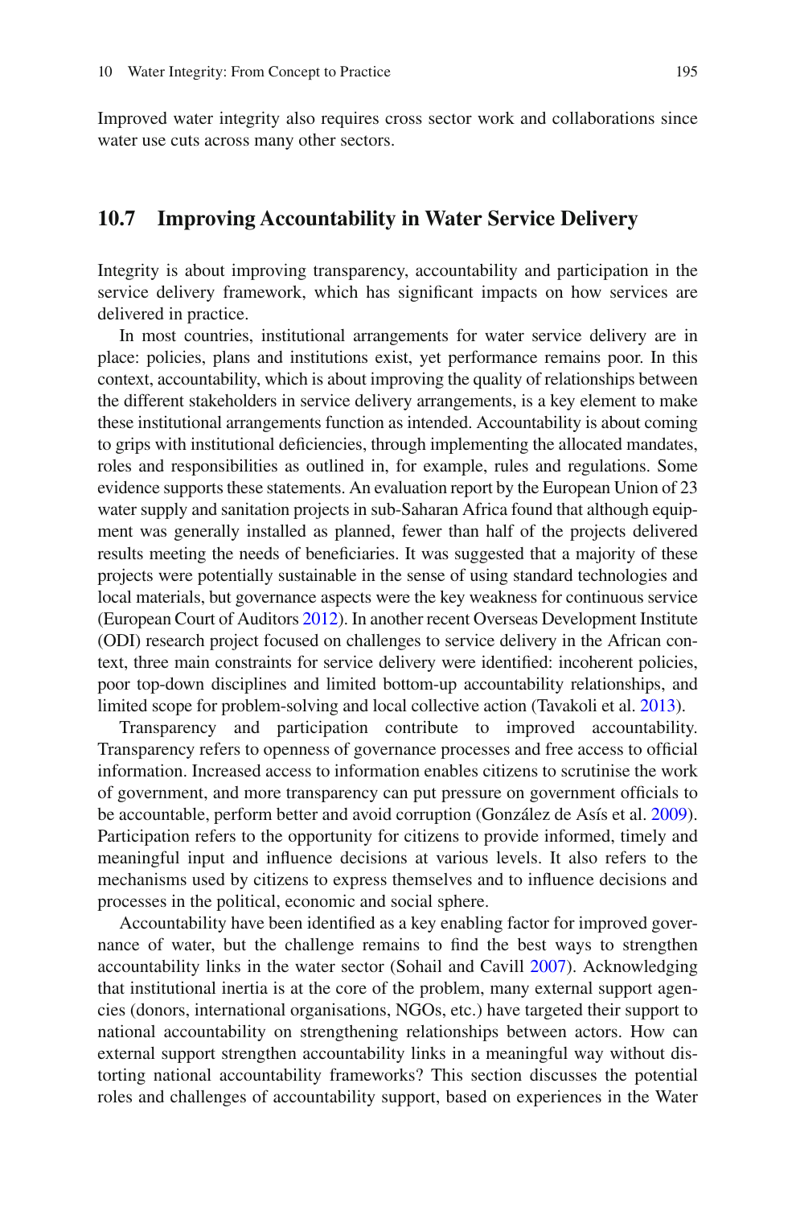Improved water integrity also requires cross sector work and collaborations since water use cuts across many other sectors.

## 10.7 Improving Accountability in Water Service Delivery

Integrity is about improving transparency, accountability and participation in the service delivery framework, which has significant impacts on how services are delivered in practice.

In most countries, institutional arrangements for water service delivery are in place: policies, plans and institutions exist, yet performance remains poor. In this context, accountability, which is about improving the quality of relationships between the different stakeholders in service delivery arrangements, is a key element to make these institutional arrangements function as intended. Accountability is about coming to grips with institutional deficiencies, through implementing the allocated mandates, roles and responsibilities as outlined in, for example, rules and regulations. Some evidence supports these statements. An evaluation report by the European Union of 23 water supply and sanitation projects in sub-Saharan Africa found that although equipment was generally installed as planned, fewer than half of the projects delivered results meeting the needs of beneficiaries. It was suggested that a majority of these projects were potentially sustainable in the sense of using standard technologies and local materials, but governance aspects were the key weakness for continuous service (European Court of Auditors 2012). In another recent Overseas Development Institute (ODI) research project focused on challenges to service delivery in the African context, three main constraints for service delivery were identified: incoherent policies, poor top-down disciplines and limited bottom-up accountability relationships, and limited scope for problem-solving and local collective action (Tavakoli et al. 2013).

Transparency and participation contribute to improved accountability. Transparency refers to openness of governance processes and free access to official information. Increased access to information enables citizens to scrutinise the work of government, and more transparency can put pressure on government officials to be accountable, perform better and avoid corruption (González de Asís et al. 2009). Participation refers to the opportunity for citizens to provide informed, timely and meaningful input and influence decisions at various levels. It also refers to the mechanisms used by citizens to express themselves and to influence decisions and processes in the political, economic and social sphere.

Accountability have been identified as a key enabling factor for improved governance of water, but the challenge remains to find the best ways to strengthen accountability links in the water sector (Sohail and Cavill 2007). Acknowledging that institutional inertia is at the core of the problem, many external support agencies (donors, international organisations, NGOs, etc.) have targeted their support to national accountability on strengthening relationships between actors. How can external support strengthen accountability links in a meaningful way without distorting national accountability frameworks? This section discusses the potential roles and challenges of accountability support, based on experiences in the Water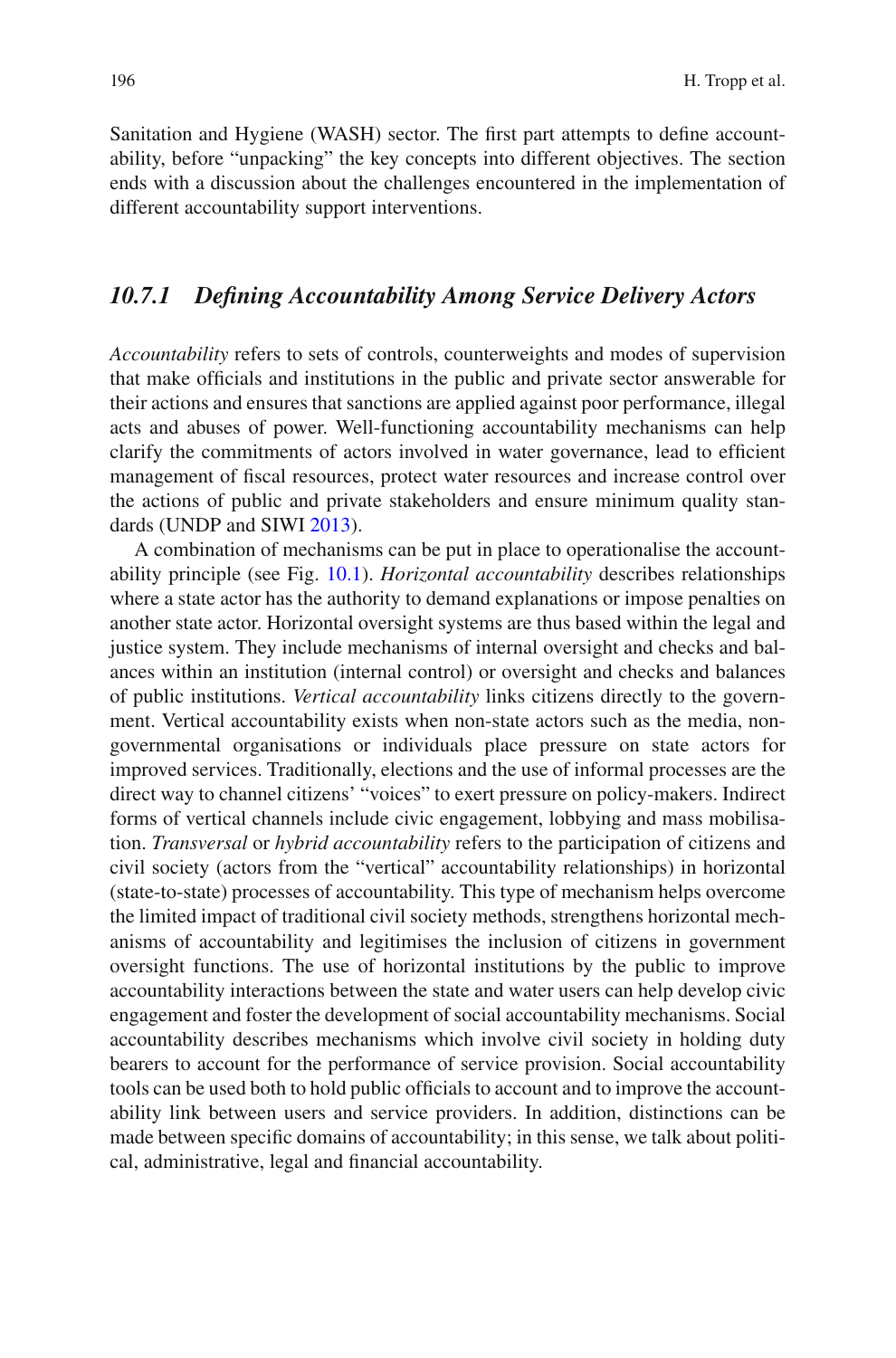Sanitation and Hygiene (WASH) sector. The first part attempts to define accountability, before "unpacking" the key concepts into different objectives. The section ends with a discussion about the challenges encountered in the implementation of different accountability support interventions.

### *10.7.1 Defining Accountability Among Service Delivery Actors*

*Accountability* refers to sets of controls, counterweights and modes of supervision that make officials and institutions in the public and private sector answerable for their actions and ensures that sanctions are applied against poor performance, illegal acts and abuses of power. Well-functioning accountability mechanisms can help clarify the commitments of actors involved in water governance, lead to efficient management of fiscal resources, protect water resources and increase control over the actions of public and private stakeholders and ensure minimum quality standards (UNDP and SIWI 2013).

A combination of mechanisms can be put in place to operationalise the accountability principle (see Fig. 10.1). *Horizontal accountability* describes relationships where a state actor has the authority to demand explanations or impose penalties on another state actor. Horizontal oversight systems are thus based within the legal and justice system. They include mechanisms of internal oversight and checks and balances within an institution (internal control) or oversight and checks and balances of public institutions. *Vertical accountability* links citizens directly to the government. Vertical accountability exists when non-state actors such as the media, non-governmental organisations or individuals place pressure on state actors for improved services. Traditionally, elections and the use of informal processes are the direct way to channel citizens' "voices" to exert pressure on policy-makers. Indirect forms of vertical channels include civic engagement, lobbying and mass mobilisation. *Transversal* or *hybrid accountability* refers to the participation of citizens and civil society (actors from the "vertical" accountability relationships) in horizontal (state-to-state) processes of accountability. This type of mechanism helps overcome the limited impact of traditional civil society methods, strengthens horizontal mechanisms of accountability and legitimises the inclusion of citizens in government oversight functions. The use of horizontal institutions by the public to improve accountability interactions between the state and water users can help develop civic engagement and foster the development of social accountability mechanisms. Social accountability describes mechanisms which involve civil society in holding duty bearers to account for the performance of service provision. Social accountability tools can be used both to hold public officials to account and to improve the accountability link between users and service providers. In addition, distinctions can be made between specific domains of accountability; in this sense, we talk about political, administrative, legal and financial accountability.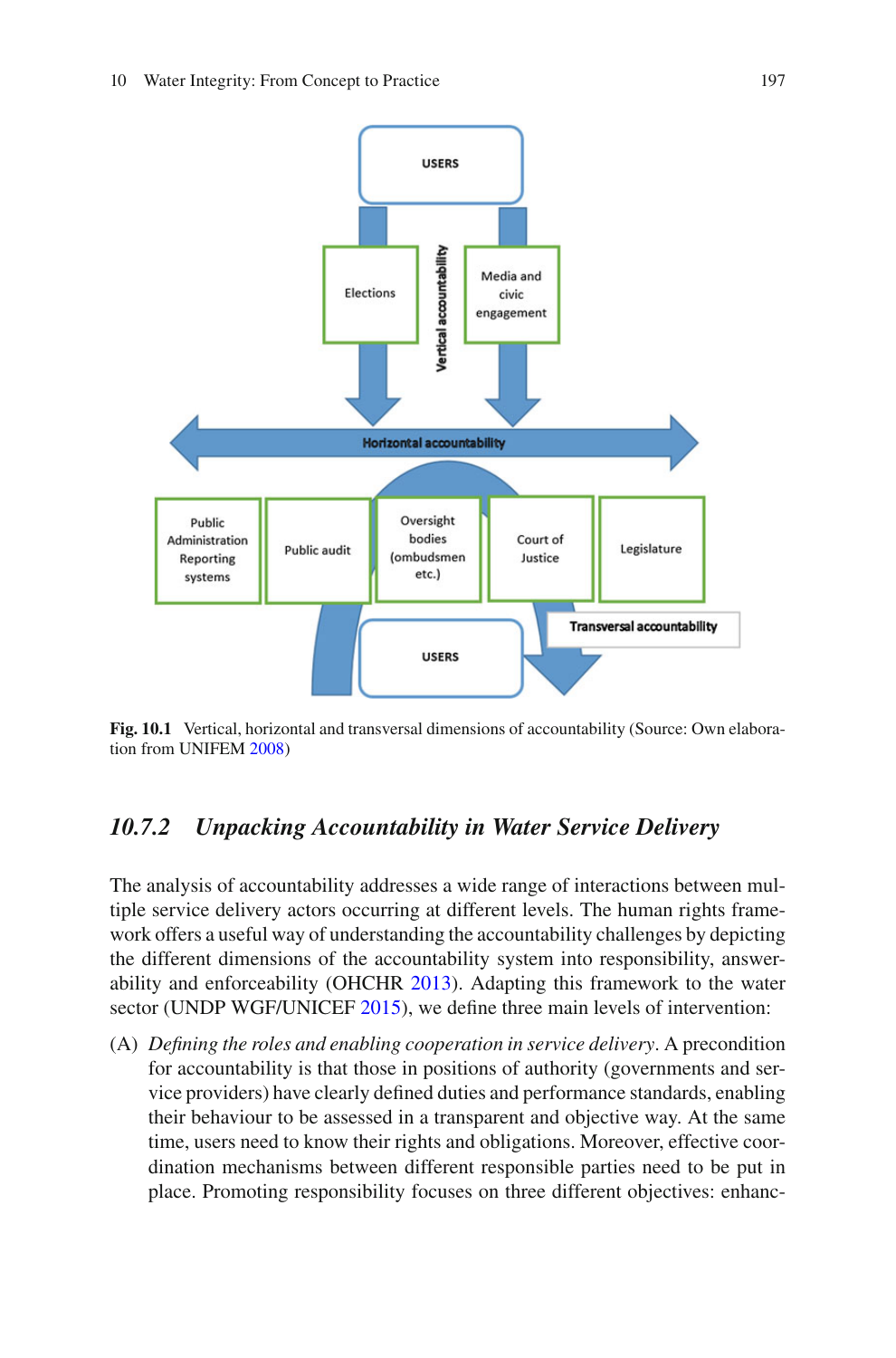Fig. 10.1 Vertical, horizontal and transversal dimensions of accountability (Source: Own elaboration from UNIFEM 2008)

### 10.7.2 Unpacking Accountability in Water Service Delivery

The analysis of accountability addresses a wide range of interactions between multiple service delivery actors occurring at different levels. The human rights framework offers a useful way of understanding the accountability challenges by depicting the different dimensions of the accountability system into responsibility, answerability and enforceability (OHCHR 2013). Adapting this framework to the water sector (UNDP WGF/UNICEF 2015), we define three main levels of intervention:

(A) *Defining the roles and enabling cooperation in service delivery*. A precondition for accountability is that those in positions of authority (governments and service providers) have clearly defined duties and performance standards, enabling their behaviour to be assessed in a transparent and objective way. At the same time, users need to know their rights and obligations. Moreover, effective coordination mechanisms between different responsible parties need to be put in place. Promoting responsibility focuses on three different objectives: enhanc-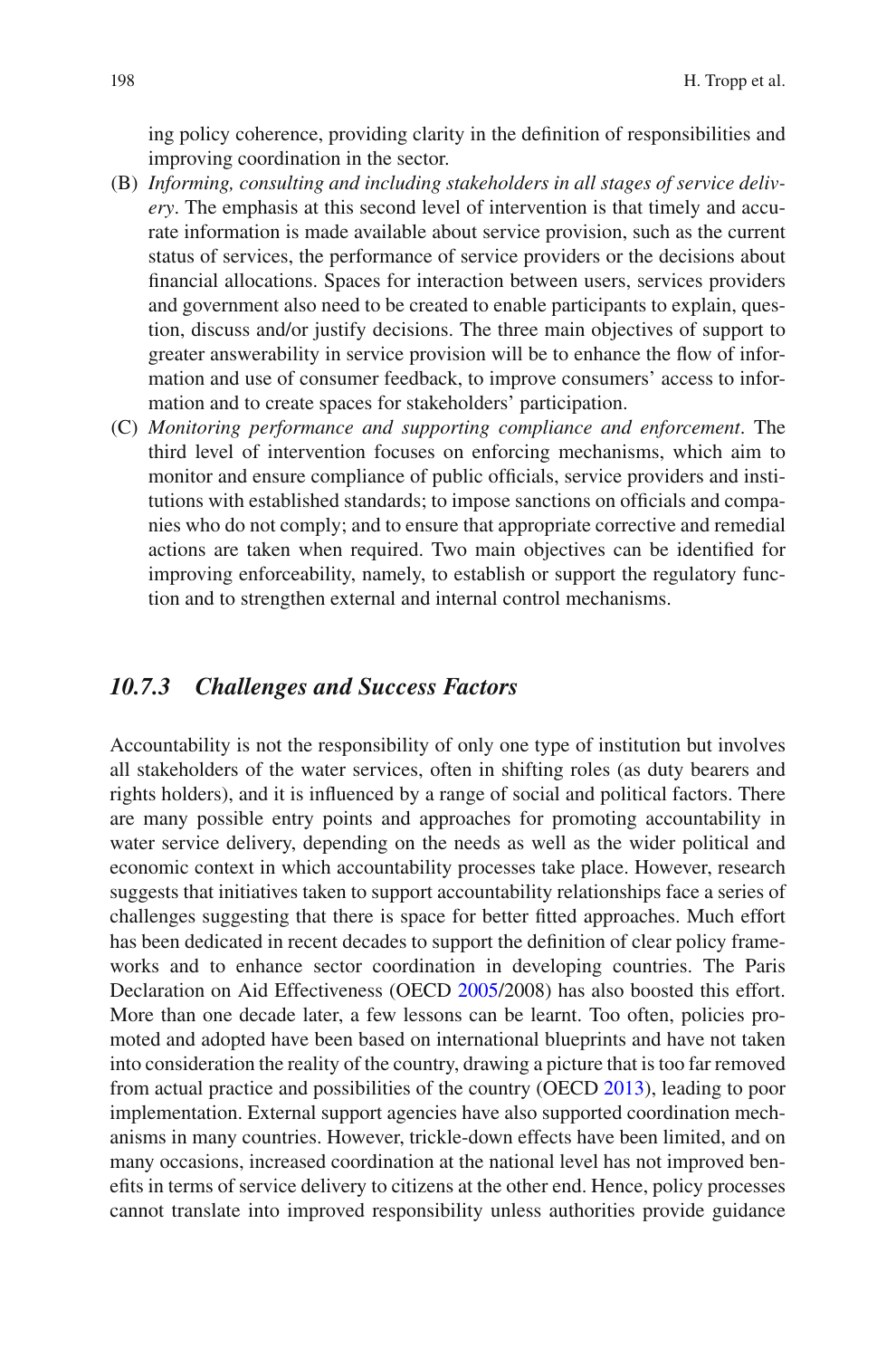ing policy coherence, providing clarity in the definition of responsibilities and improving coordination in the sector.

(B) *Informing, consulting and including stakeholders in all stages of service delivery*. The emphasis at this second level of intervention is that timely and accurate information is made available about service provision, such as the current status of services, the performance of service providers or the decisions about financial allocations. Spaces for interaction between users, services providers and government also need to be created to enable participants to explain, question, discuss and/or justify decisions. The three main objectives of support to greater answerability in service provision will be to enhance the flow of information and use of consumer feedback, to improve consumers' access to information and to create spaces for stakeholders' participation.

(C) *Monitoring performance and supporting compliance and enforcement*. The third level of intervention focuses on enforcing mechanisms, which aim to monitor and ensure compliance of public officials, service providers and institutions with established standards; to impose sanctions on officials and companies who do not comply; and to ensure that appropriate corrective and remedial actions are taken when required. Two main objectives can be identified for improving enforceability, namely, to establish or support the regulatory function and to strengthen external and internal control mechanisms.

### *10.7.3 Challenges and Success Factors*

Accountability is not the responsibility of only one type of institution but involves all stakeholders of the water services, often in shifting roles (as duty bearers and rights holders), and it is influenced by a range of social and political factors. There are many possible entry points and approaches for promoting accountability in water service delivery, depending on the needs as well as the wider political and economic context in which accountability processes take place. However, research suggests that initiatives taken to support accountability relationships face a series of challenges suggesting that there is space for better fitted approaches. Much effort has been dedicated in recent decades to support the definition of clear policy frameworks and to enhance sector coordination in developing countries. The Paris Declaration on Aid Effectiveness (OECD 2005/2008) has also boosted this effort. More than one decade later, a few lessons can be learnt. Too often, policies promoted and adopted have been based on international blueprints and have not taken into consideration the reality of the country, drawing a picture that is too far removed from actual practice and possibilities of the country (OECD 2013), leading to poor implementation. External support agencies have also supported coordination mechanisms in many countries. However, trickle-down effects have been limited, and on many occasions, increased coordination at the national level has not improved benefits in terms of service delivery to citizens at the other end. Hence, policy processes cannot translate into improved responsibility unless authorities provide guidance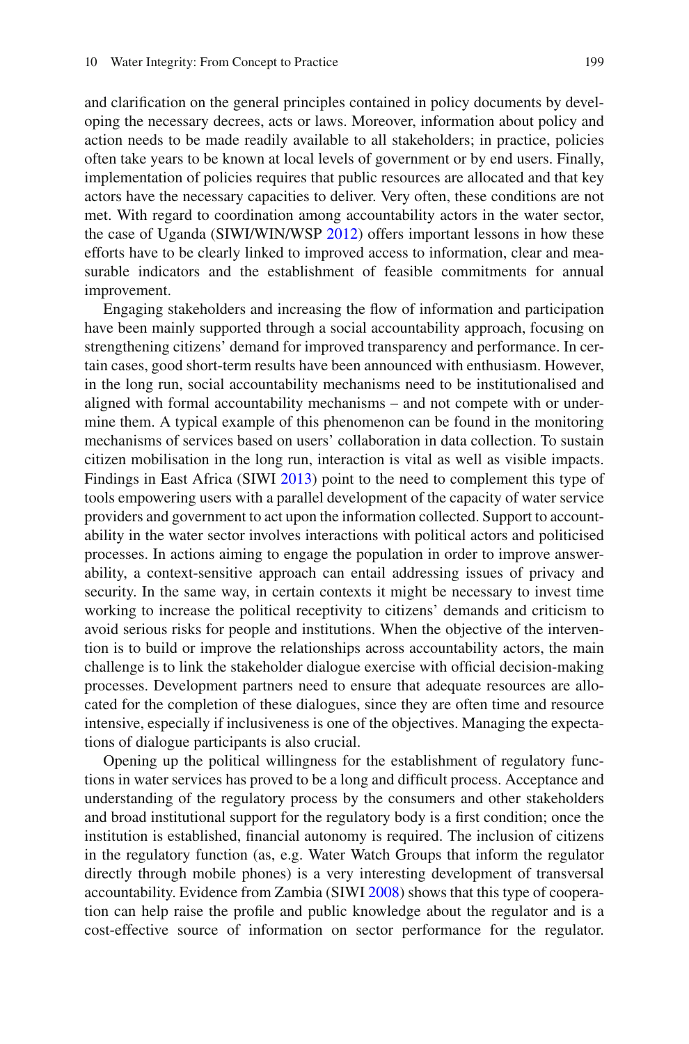and clarification on the general principles contained in policy documents by developing the necessary decrees, acts or laws. Moreover, information about policy and action needs to be made readily available to all stakeholders; in practice, policies often take years to be known at local levels of government or by end users. Finally, implementation of policies requires that public resources are allocated and that key actors have the necessary capacities to deliver. Very often, these conditions are not met. With regard to coordination among accountability actors in the water sector, the case of Uganda (SIWI/WIN/WSP 2012) offers important lessons in how these efforts have to be clearly linked to improved access to information, clear and measurable indicators and the establishment of feasible commitments for annual improvement.

Engaging stakeholders and increasing the flow of information and participation have been mainly supported through a social accountability approach, focusing on strengthening citizens' demand for improved transparency and performance. In certain cases, good short-term results have been announced with enthusiasm. However, in the long run, social accountability mechanisms need to be institutionalised and aligned with formal accountability mechanisms – and not compete with or undermine them. A typical example of this phenomenon can be found in the monitoring mechanisms of services based on users' collaboration in data collection. To sustain citizen mobilisation in the long run, interaction is vital as well as visible impacts. Findings in East Africa (SIWI 2013) point to the need to complement this type of tools empowering users with a parallel development of the capacity of water service providers and government to act upon the information collected. Support to accountability in the water sector involves interactions with political actors and politicised processes. In actions aiming to engage the population in order to improve answerability, a context-sensitive approach can entail addressing issues of privacy and security. In the same way, in certain contexts it might be necessary to invest time working to increase the political receptivity to citizens' demands and criticism to avoid serious risks for people and institutions. When the objective of the intervention is to build or improve the relationships across accountability actors, the main challenge is to link the stakeholder dialogue exercise with official decision-making processes. Development partners need to ensure that adequate resources are allocated for the completion of these dialogues, since they are often time and resource intensive, especially if inclusiveness is one of the objectives. Managing the expectations of dialogue participants is also crucial.

Opening up the political willingness for the establishment of regulatory functions in water services has proved to be a long and difficult process. Acceptance and understanding of the regulatory process by the consumers and other stakeholders and broad institutional support for the regulatory body is a first condition; once the institution is established, financial autonomy is required. The inclusion of citizens in the regulatory function (as, e.g. Water Watch Groups that inform the regulator directly through mobile phones) is a very interesting development of transversal accountability. Evidence from Zambia (SIWI 2008) shows that this type of cooperation can help raise the profile and public knowledge about the regulator and is a cost-effective source of information on sector performance for the regulator.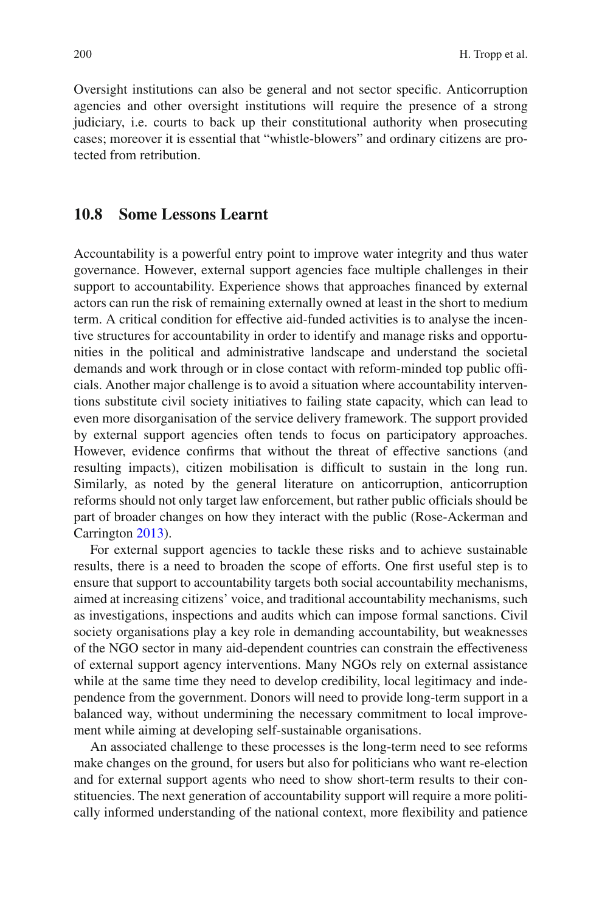Oversight institutions can also be general and not sector specific. Anticorruption agencies and other oversight institutions will require the presence of a strong judiciary, i.e. courts to back up their constitutional authority when prosecuting cases; moreover it is essential that "whistle-blowers" and ordinary citizens are protected from retribution.

## 10.8 Some Lessons Learnt

Accountability is a powerful entry point to improve water integrity and thus water governance. However, external support agencies face multiple challenges in their support to accountability. Experience shows that approaches financed by external actors can run the risk of remaining externally owned at least in the short to medium term. A critical condition for effective aid-funded activities is to analyse the incentive structures for accountability in order to identify and manage risks and opportunities in the political and administrative landscape and understand the societal demands and work through or in close contact with reform-minded top public officials. Another major challenge is to avoid a situation where accountability interventions substitute civil society initiatives to failing state capacity, which can lead to even more disorganisation of the service delivery framework. The support provided by external support agencies often tends to focus on participatory approaches. However, evidence confirms that without the threat of effective sanctions (and resulting impacts), citizen mobilisation is difficult to sustain in the long run. Similarly, as noted by the general literature on anticorruption, anticorruption reforms should not only target law enforcement, but rather public officials should be part of broader changes on how they interact with the public (Rose-Ackerman and Carrington 2013).

For external support agencies to tackle these risks and to achieve sustainable results, there is a need to broaden the scope of efforts. One first useful step is to ensure that support to accountability targets both social accountability mechanisms, aimed at increasing citizens' voice, and traditional accountability mechanisms, such as investigations, inspections and audits which can impose formal sanctions. Civil society organisations play a key role in demanding accountability, but weaknesses of the NGO sector in many aid-dependent countries can constrain the effectiveness of external support agency interventions. Many NGOs rely on external assistance while at the same time they need to develop credibility, local legitimacy and independence from the government. Donors will need to provide long-term support in a balanced way, without undermining the necessary commitment to local improvement while aiming at developing self-sustainable organisations.

An associated challenge to these processes is the long-term need to see reforms make changes on the ground, for users but also for politicians who want re-election and for external support agents who need to show short-term results to their constituencies. The next generation of accountability support will require a more politically informed understanding of the national context, more flexibility and patience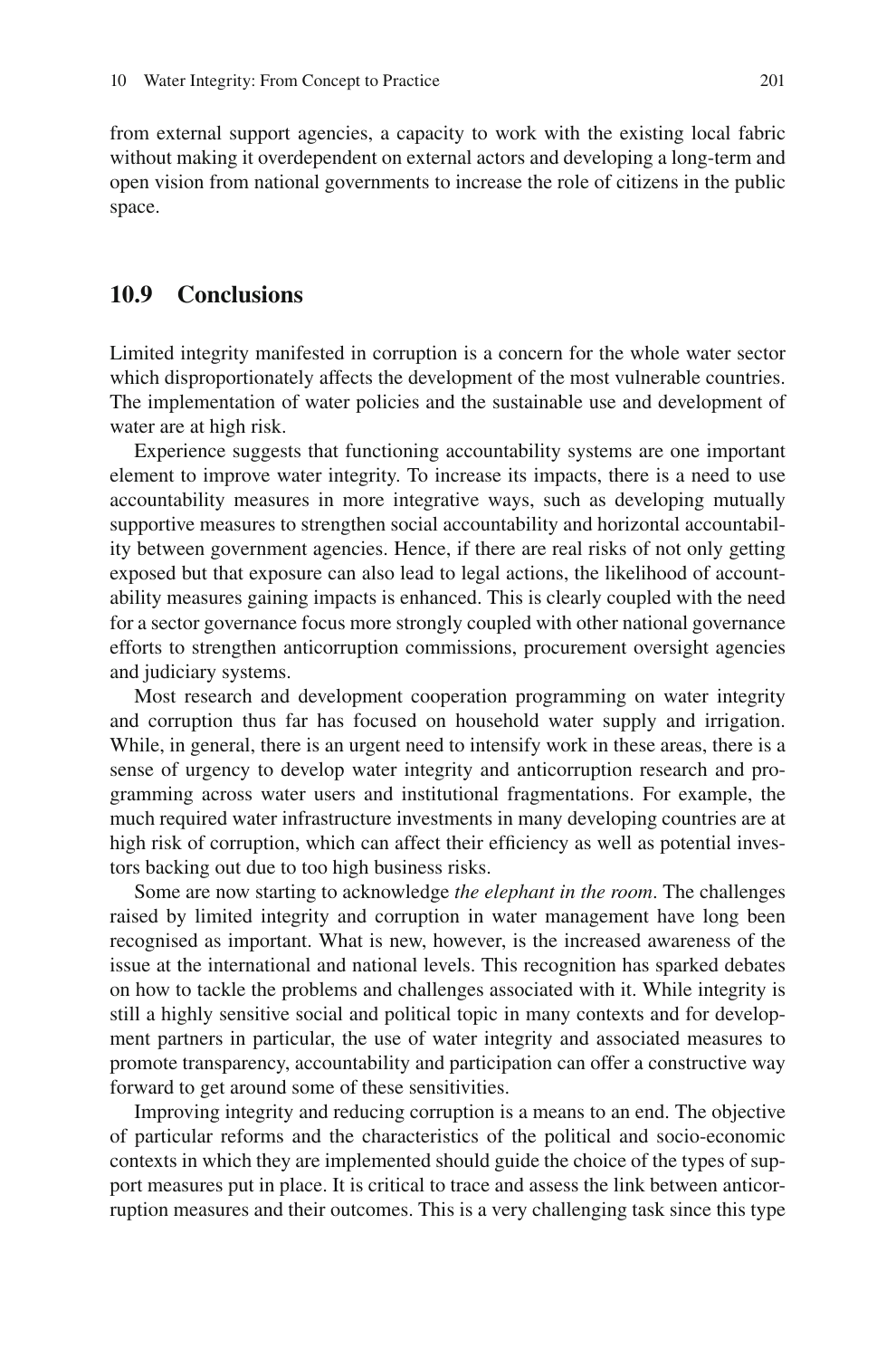from external support agencies, a capacity to work with the existing local fabric without making it overdependent on external actors and developing a long-term and open vision from national governments to increase the role of citizens in the public space.

## 10.9 Conclusions

Limited integrity manifested in corruption is a concern for the whole water sector which disproportionately affects the development of the most vulnerable countries. The implementation of water policies and the sustainable use and development of water are at high risk.

Experience suggests that functioning accountability systems are one important element to improve water integrity. To increase its impacts, there is a need to use accountability measures in more integrative ways, such as developing mutually supportive measures to strengthen social accountability and horizontal accountability between government agencies. Hence, if there are real risks of not only getting exposed but that exposure can also lead to legal actions, the likelihood of accountability measures gaining impacts is enhanced. This is clearly coupled with the need for a sector governance focus more strongly coupled with other national governance efforts to strengthen anticorruption commissions, procurement oversight agencies and judiciary systems.

Most research and development cooperation programming on water integrity and corruption thus far has focused on household water supply and irrigation. While, in general, there is an urgent need to intensify work in these areas, there is a sense of urgency to develop water integrity and anticorruption research and programming across water users and institutional fragmentations. For example, the much required water infrastructure investments in many developing countries are at high risk of corruption, which can affect their efficiency as well as potential investors backing out due to too high business risks.

Some are now starting to acknowledge *the elephant in the room*. The challenges raised by limited integrity and corruption in water management have long been recognised as important. What is new, however, is the increased awareness of the issue at the international and national levels. This recognition has sparked debates on how to tackle the problems and challenges associated with it. While integrity is still a highly sensitive social and political topic in many contexts and for development partners in particular, the use of water integrity and associated measures to promote transparency, accountability and participation can offer a constructive way forward to get around some of these sensitivities.

Improving integrity and reducing corruption is a means to an end. The objective of particular reforms and the characteristics of the political and socio-economic contexts in which they are implemented should guide the choice of the types of support measures put in place. It is critical to trace and assess the link between anticorruption measures and their outcomes. This is a very challenging task since this type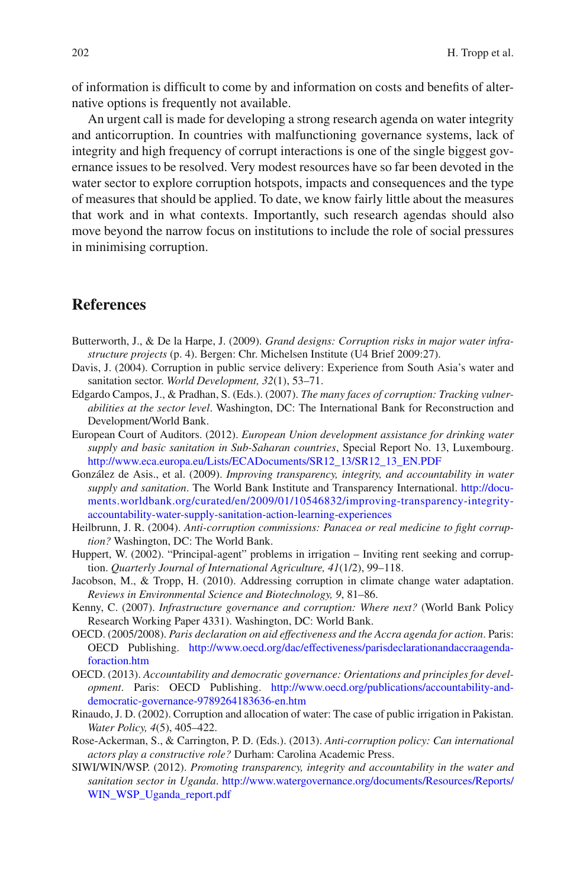of information is difficult to come by and information on costs and benefits of alternative options is frequently not available.

An urgent call is made for developing a strong research agenda on water integrity and anticorruption. In countries with malfunctioning governance systems, lack of integrity and high frequency of corrupt interactions is one of the single biggest governance issues to be resolved. Very modest resources have so far been devoted in the water sector to explore corruption hotspots, impacts and consequences and the type of measures that should be applied. To date, we know fairly little about the measures that work and in what contexts. Importantly, such research agendas should also move beyond the narrow focus on institutions to include the role of social pressures in minimising corruption.

## References

Butterworth, J., & De la Harpe, J. (2009). *Grand designs: Corruption risks in major water infrastructure projects* (p. 4). Bergen: Chr. Michelsen Institute (U4 Brief 2009:27).

Davis, J. (2004). Corruption in public service delivery: Experience from South Asia's water and sanitation sector. *World Development, 32*(1), 53–71.

Edgardo Campos, J., & Pradhan, S. (Eds.). (2007). *The many faces of corruption: Tracking vulnerabilities at the sector level*. Washington, DC: The International Bank for Reconstruction and Development/World Bank.

European Court of Auditors. (2012). *European Union development assistance for drinking water supply and basic sanitation in Sub-Saharan countries*, Special Report No. 13, Luxembourg. http://www.eca.europa.eu/Lists/ECADocuments/SR12_13/SR12_13_EN.PDF

González de Asis., et al. (2009). *Improving transparency, integrity, and accountability in water supply and sanitation*. The World Bank Institute and Transparency International. http://documents.worldbank.org/curated/en/2009/01/10546832/improving-transparency-integrity-accountability-water-supply-sanitation-action-learning-experiences

Heilbrunn, J. R. (2004). *Anti-corruption commissions: Panacea or real medicine to fight corruption?* Washington, DC: The World Bank.

Huppert, W. (2002). "Principal-agent" problems in irrigation – Inviting rent seeking and corruption. *Quarterly Journal of International Agriculture, 41*(1/2), 99–118.

Jacobson, M., & Tropp, H. (2010). Addressing corruption in climate change water adaptation. *Reviews in Environmental Science and Biotechnology, 9*, 81–86.

Kenny, C. (2007). *Infrastructure governance and corruption: Where next?* (World Bank Policy Research Working Paper 4331). Washington, DC: World Bank.

OECD. (2005/2008). *Paris declaration on aid effectiveness and the Accra agenda for action*. Paris: OECD Publishing. http://www.oecd.org/dac/effectiveness/parisdeclarationandaccraagendaforaction.htm

OECD. (2013). *Accountability and democratic governance: Orientations and principles for development*. Paris: OECD Publishing. http://www.oecd.org/publications/accountability-and-democratic-governance-9789264183636-en.htm

Rinaudo, J. D. (2002). Corruption and allocation of water: The case of public irrigation in Pakistan. *Water Policy, 4*(5), 405–422.

Rose-Ackerman, S., & Carrington, P. D. (Eds.). (2013). *Anti-corruption policy: Can international actors play a constructive role?* Durham: Carolina Academic Press.

SIWI/WIN/WSP. (2012). *Promoting transparency, integrity and accountability in the water and sanitation sector in Uganda*. http://www.watergovernance.org/documents/Resources/Reports/WIN_WSP_Uganda_report.pdf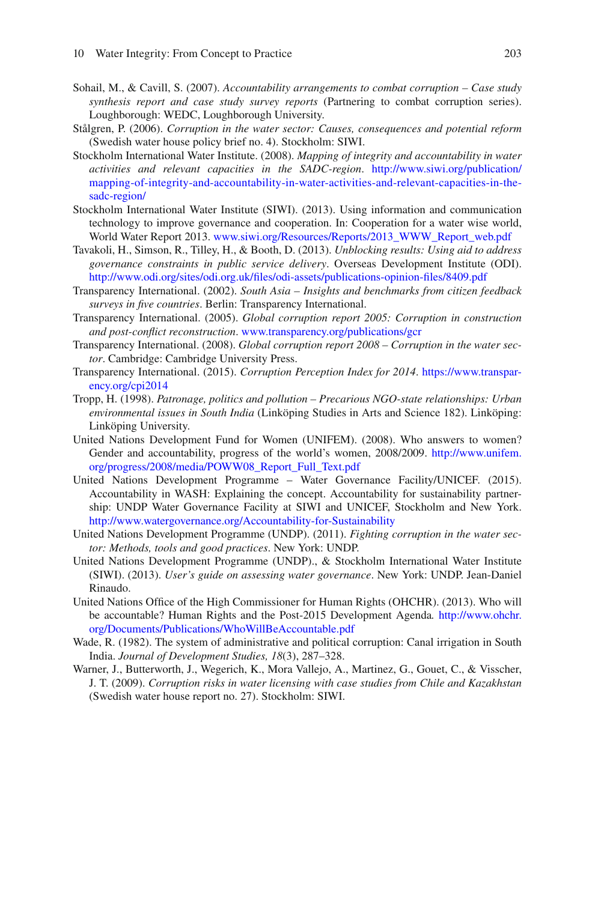Sohail, M., & Cavill, S. (2007). *Accountability arrangements to combat corruption – Case study synthesis report and case study survey reports* (Partnering to combat corruption series). Loughborough: WEDC, Loughborough University.

Stålgren, P. (2006). *Corruption in the water sector: Causes, consequences and potential reform* (Swedish water house policy brief no. 4). Stockholm: SIWI.

Stockholm International Water Institute. (2008). *Mapping of integrity and accountability in water activities and relevant capacities in the SADC-region*. http://www.siwi.org/publication/mapping-of-integrity-and-accountability-in-water-activities-and-relevant-capacities-in-the-sadc-region/

Stockholm International Water Institute (SIWI). (2013). Using information and communication technology to improve governance and cooperation. In: Cooperation for a water wise world, World Water Report 2013. www.siwi.org/Resources/Reports/2013_WWW_Report_web.pdf

Tavakoli, H., Simson, R., Tilley, H., & Booth, D. (2013). *Unblocking results: Using aid to address governance constraints in public service delivery*. Overseas Development Institute (ODI). http://www.odi.org/sites/odi.org.uk/files/odi-assets/publications-opinion-files/8409.pdf

Transparency International. (2002). *South Asia – Insights and benchmarks from citizen feedback surveys in five countries*. Berlin: Transparency International.

Transparency International. (2005). *Global corruption report 2005: Corruption in construction and post-conflict reconstruction*. www.transparency.org/publications/gcr

Transparency International. (2008). *Global corruption report 2008 – Corruption in the water sector*. Cambridge: Cambridge University Press.

Transparency International. (2015). *Corruption Perception Index for 2014*. https://www.transparency.org/cpi2014

Tropp, H. (1998). *Patronage, politics and pollution – Precarious NGO-state relationships: Urban environmental issues in South India* (Linköping Studies in Arts and Science 182). Linköping: Linköping University.

United Nations Development Fund for Women (UNIFEM). (2008). Who answers to women? Gender and accountability, progress of the world's women, 2008/2009. http://www.unifem.org/progress/2008/media/POWW08_Report_Full_Text.pdf

United Nations Development Programme – Water Governance Facility/UNICEF. (2015). Accountability in WASH: Explaining the concept. Accountability for sustainability partnership: UNDP Water Governance Facility at SIWI and UNICEF, Stockholm and New York. http://www.watergovernance.org/Accountability-for-Sustainability

United Nations Development Programme (UNDP). (2011). *Fighting corruption in the water sector: Methods, tools and good practices*. New York: UNDP.

United Nations Development Programme (UNDP)., & Stockholm International Water Institute (SIWI). (2013). *User's guide on assessing water governance*. New York: UNDP. Jean-Daniel Rinaudo.

United Nations Office of the High Commissioner for Human Rights (OHCHR). (2013). Who will be accountable? Human Rights and the Post-2015 Development Agenda. http://www.ohchr.org/Documents/Publications/WhoWillBeAccountable.pdf

Wade, R. (1982). The system of administrative and political corruption: Canal irrigation in South India. *Journal of Development Studies, 18*(3), 287–328.

Warner, J., Butterworth, J., Wegerich, K., Mora Vallejo, A., Martinez, G., Gouet, C., & Visscher, J. T. (2009). *Corruption risks in water licensing with case studies from Chile and Kazakhstan* (Swedish water house report no. 27). Stockholm: SIWI.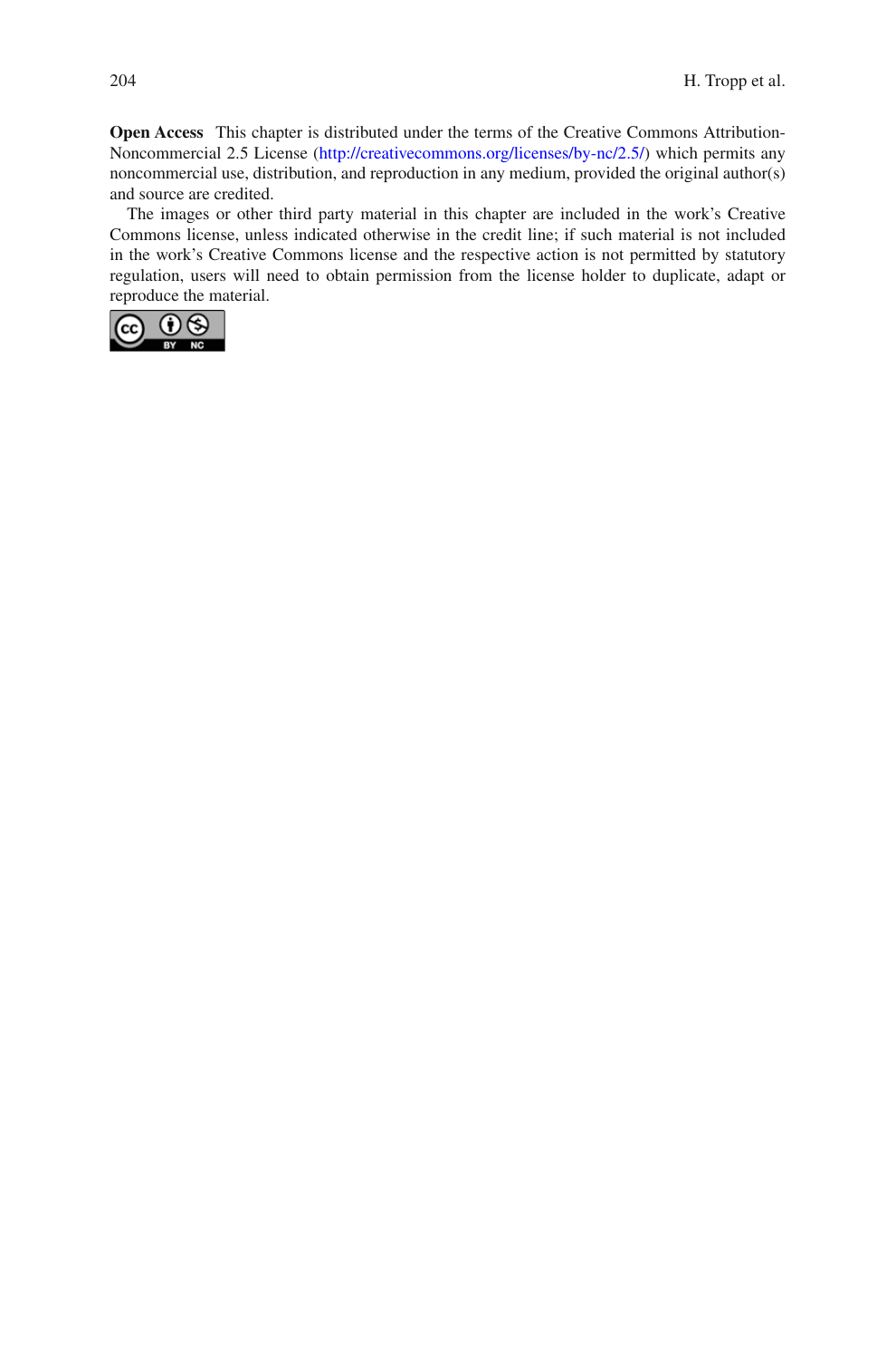**Open Access** This chapter is distributed under the terms of the Creative Commons Attribution-Noncommercial 2.5 License (http://creativecommons.org/licenses/by-nc/2.5/) which permits any noncommercial use, distribution, and reproduction in any medium, provided the original author(s) and source are credited.

The images or other third party material in this chapter are included in the work's Creative Commons license, unless indicated otherwise in the credit line; if such material is not included in the work's Creative Commons license and the respective action is not permitted by statutory regulation, users will need to obtain permission from the license holder to duplicate, adapt or reproduce the material.